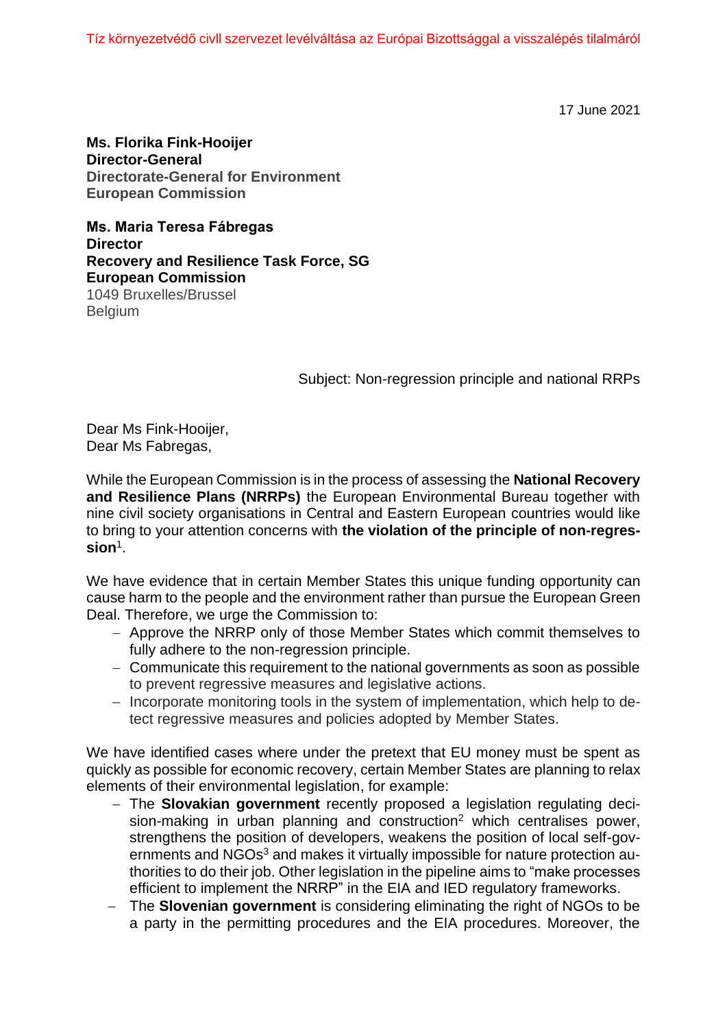Tíz környezetvédő civll szervezet levélváltása az Európai Bizottsággal a visszalépés tilalmáról

17 June 2021

**Ms. Florika Fink-Hooijer**
**Director-General**
**Directorate-General for Environment**
**European Commission**

**Ms. Maria Teresa Fábregas**
**Director**
**Recovery and Resilience Task Force, SG**
**European Commission**
1049 Bruxelles/Brussel
Belgium

Subject: Non-regression principle and national RRPs

Dear Ms Fink-Hooijer,
Dear Ms Fabregas,

While the European Commission is in the process of assessing the **National Recovery and Resilience Plans (NRRPs)** the European Environmental Bureau together with nine civil society organisations in Central and Eastern European countries would like to bring to your attention concerns with **the violation of the principle of non-regression**[1].

We have evidence that in certain Member States this unique funding opportunity can cause harm to the people and the environment rather than pursue the European Green Deal. Therefore, we urge the Commission to:

- Approve the NRRP only of those Member States which commit themselves to fully adhere to the non-regression principle.
- Communicate this requirement to the national governments as soon as possible to prevent regressive measures and legislative actions.
- Incorporate monitoring tools in the system of implementation, which help to detect regressive measures and policies adopted by Member States.

We have identified cases where under the pretext that EU money must be spent as quickly as possible for economic recovery, certain Member States are planning to relax elements of their environmental legislation, for example:

- The **Slovakian government** recently proposed a legislation regulating decision-making in urban planning and construction[2] which centralises power, strengthens the position of developers, weakens the position of local self-governments and NGOs[3] and makes it virtually impossible for nature protection authorities to do their job. Other legislation in the pipeline aims to "make processes efficient to implement the NRRP" in the EIA and IED regulatory frameworks.
- The **Slovenian government** is considering eliminating the right of NGOs to be a party in the permitting procedures and the EIA procedures. Moreover, the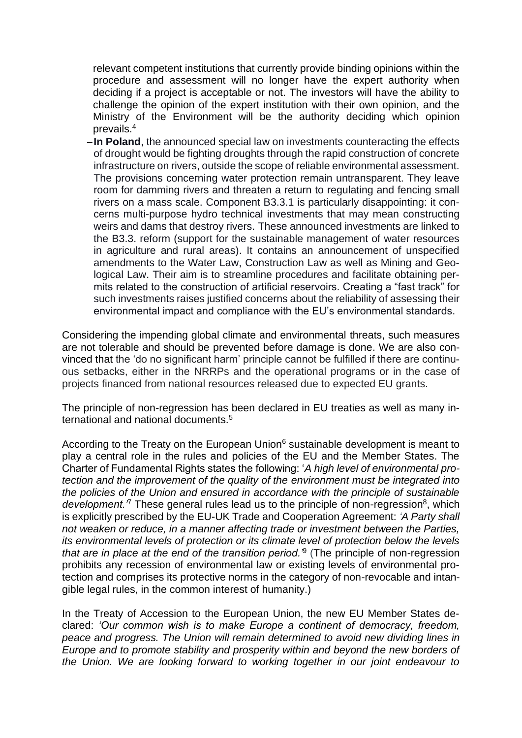relevant competent institutions that currently provide binding opinions within the procedure and assessment will no longer have the expert authority when deciding if a project is acceptable or not. The investors will have the ability to challenge the opinion of the expert institution with their own opinion, and the Ministry of the Environment will be the authority deciding which opinion prevails.[4]

- **In Poland**, the announced special law on investments counteracting the effects of drought would be fighting droughts through the rapid construction of concrete infrastructure on rivers, outside the scope of reliable environmental assessment. The provisions concerning water protection remain untransparent. They leave room for damming rivers and threaten a return to regulating and fencing small rivers on a mass scale. Component B3.3.1 is particularly disappointing: it concerns multi-purpose hydro technical investments that may mean constructing weirs and dams that destroy rivers. These announced investments are linked to the B3.3. reform (support for the sustainable management of water resources in agriculture and rural areas). It contains an announcement of unspecified amendments to the Water Law, Construction Law as well as Mining and Geological Law. Their aim is to streamline procedures and facilitate obtaining permits related to the construction of artificial reservoirs. Creating a "fast track" for such investments raises justified concerns about the reliability of assessing their environmental impact and compliance with the EU's environmental standards.

Considering the impending global climate and environmental threats, such measures are not tolerable and should be prevented before damage is done. We are also convinced that the 'do no significant harm' principle cannot be fulfilled if there are continuous setbacks, either in the NRRPs and the operational programs or in the case of projects financed from national resources released due to expected EU grants.

The principle of non-regression has been declared in EU treaties as well as many international and national documents.[5]

According to the Treaty on the European Union[6] sustainable development is meant to play a central role in the rules and policies of the EU and the Member States. The Charter of Fundamental Rights states the following: '*A high level of environmental protection and the improvement of the quality of the environment must be integrated into the policies of the Union and ensured in accordance with the principle of sustainable development.*'[7] These general rules lead us to the principle of non-regression[8], which is explicitly prescribed by the EU-UK Trade and Cooperation Agreement: *'A Party shall not weaken or reduce, in a manner affecting trade or investment between the Parties, its environmental levels of protection or its climate level of protection below the levels that are in place at the end of the transition period.'*[9] (The principle of non-regression prohibits any recession of environmental law or existing levels of environmental protection and comprises its protective norms in the category of non-revocable and intangible legal rules, in the common interest of humanity.)

In the Treaty of Accession to the European Union, the new EU Member States declared: *'Our common wish is to make Europe a continent of democracy, freedom, peace and progress. The Union will remain determined to avoid new dividing lines in Europe and to promote stability and prosperity within and beyond the new borders of the Union. We are looking forward to working together in our joint endeavour to*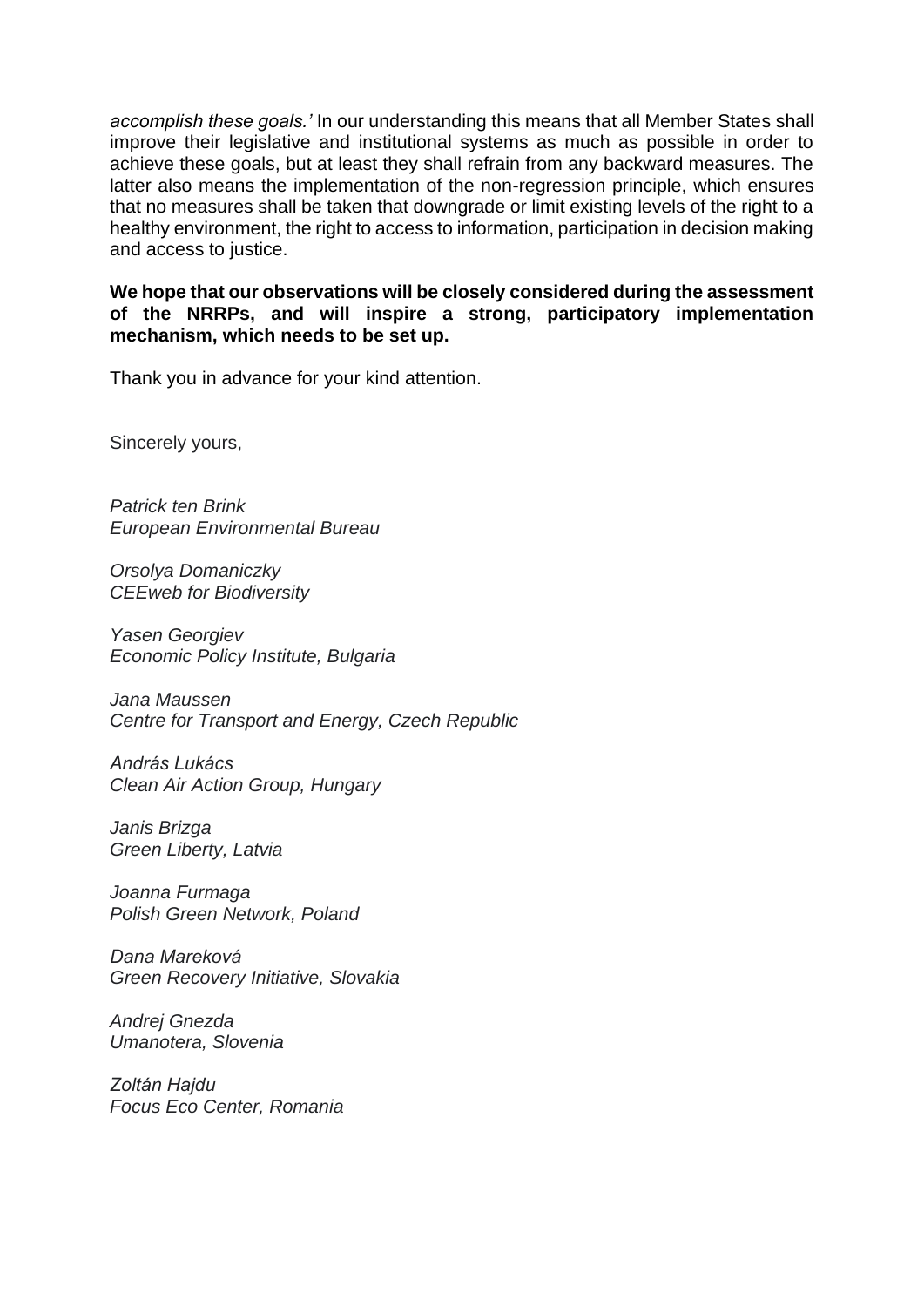*accomplish these goals.'* In our understanding this means that all Member States shall improve their legislative and institutional systems as much as possible in order to achieve these goals, but at least they shall refrain from any backward measures. The latter also means the implementation of the non-regression principle, which ensures that no measures shall be taken that downgrade or limit existing levels of the right to a healthy environment, the right to access to information, participation in decision making and access to justice.

**We hope that our observations will be closely considered during the assessment of the NRRPs, and will inspire a strong, participatory implementation mechanism, which needs to be set up.**

Thank you in advance for your kind attention.

Sincerely yours,

*Patrick ten Brink*
*European Environmental Bureau*

*Orsolya Domaniczky*
*CEEweb for Biodiversity*

*Yasen Georgiev*
*Economic Policy Institute, Bulgaria*

*Jana Maussen*
*Centre for Transport and Energy, Czech Republic*

*András Lukács*
*Clean Air Action Group, Hungary*

*Janis Brizga*
*Green Liberty, Latvia*

*Joanna Furmaga*
*Polish Green Network, Poland*

*Dana Mareková*
*Green Recovery Initiative, Slovakia*

*Andrej Gnezda*
*Umanotera, Slovenia*

*Zoltán Hajdu*
*Focus Eco Center, Romania*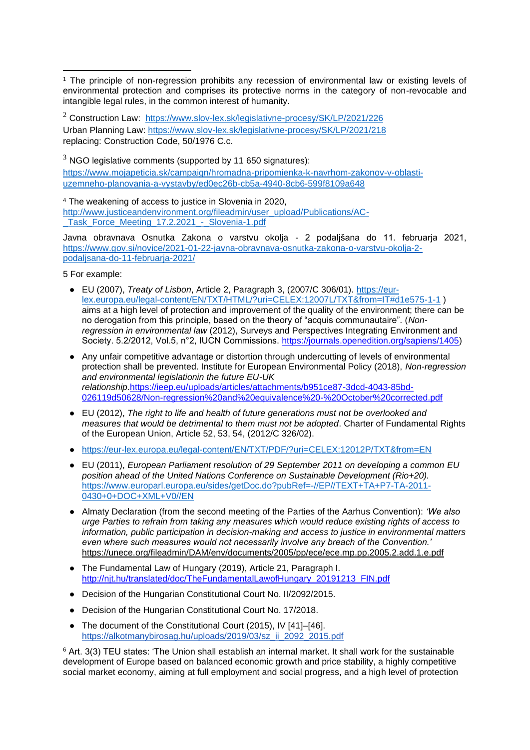[1] The principle of non-regression prohibits any recession of environmental law or existing levels of environmental protection and comprises its protective norms in the category of non-revocable and intangible legal rules, in the common interest of humanity.

[2] Construction Law: https://www.slov-lex.sk/legislativne-procesy/SK/LP/2021/226
Urban Planning Law: https://www.slov-lex.sk/legislativne-procesy/SK/LP/2021/218
replacing: Construction Code, 50/1976 C.c.

[3] NGO legislative comments (supported by 11 650 signatures):
https://www.mojapeticia.sk/campaign/hromadna-pripomienka-k-navrhom-zakonov-v-oblasti-uzemneho-planovania-a-vystavby/ed0ec26b-cb5a-4940-8cb6-599f8109a648

[4] The weakening of access to justice in Slovenia in 2020,
http://www.justiceandenvironment.org/fileadmin/user_upload/Publications/AC-_Task_Force_Meeting_17.2.2021_-_Slovenia-1.pdf

Javna obravnava Osnutka Zakona o varstvu okolja - 2 podaljšana do 11. februarja 2021, https://www.gov.si/novice/2021-01-22-javna-obravnava-osnutka-zakona-o-varstvu-okolja-2-podaljsana-do-11-februarja-2021/

5 For example:

- EU (2007), *Treaty of Lisbon*, Article 2, Paragraph 3, (2007/C 306/01). https://eur-lex.europa.eu/legal-content/EN/TXT/HTML/?uri=CELEX:12007L/TXT&from=IT#d1e575-1-1 ) aims at a high level of protection and improvement of the quality of the environment; there can be no derogation from this principle, based on the theory of "acquis communautaire". (*Non-regression in environmental law* (2012), Surveys and Perspectives Integrating Environment and Society. 5.2/2012, Vol.5, n°2, IUCN Commissions. https://journals.openedition.org/sapiens/1405)
- Any unfair competitive advantage or distortion through undercutting of levels of environmental protection shall be prevented. Institute for European Environmental Policy (2018), *Non-regression and environmental legislationin the future EU-UK relationship*.https://ieep.eu/uploads/articles/attachments/b951ce87-3dcd-4043-85bd-026119d50628/Non-regression%20and%20equivalence%20-%20October%20corrected.pdf
- EU (2012), *The right to life and health of future generations must not be overlooked and measures that would be detrimental to them must not be adopted*. Charter of Fundamental Rights of the European Union, Article 52, 53, 54, (2012/C 326/02).
- https://eur-lex.europa.eu/legal-content/EN/TXT/PDF/?uri=CELEX:12012P/TXT&from=EN
- EU (2011), *European Parliament resolution of 29 September 2011 on developing a common EU position ahead of the United Nations Conference on Sustainable Development (Rio+20).* https://www.europarl.europa.eu/sides/getDoc.do?pubRef=-//EP//TEXT+TA+P7-TA-2011-0430+0+DOC+XML+V0//EN
- Almaty Declaration (from the second meeting of the Parties of the Aarhus Convention): *'We also urge Parties to refrain from taking any measures which would reduce existing rights of access to information, public participation in decision-making and access to justice in environmental matters even where such measures would not necessarily involve any breach of the Convention.'* https://unece.org/fileadmin/DAM/env/documents/2005/pp/ece/ece.mp.pp.2005.2.add.1.e.pdf
- The Fundamental Law of Hungary (2019), Article 21, Paragraph I. http://njt.hu/translated/doc/TheFundamentalLawofHungary_20191213_FIN.pdf
- Decision of the Hungarian Constitutional Court No. II/2092/2015.
- Decision of the Hungarian Constitutional Court No. 17/2018.
- The document of the Constitutional Court (2015), IV [41]–[46]. https://alkotmanybirosag.hu/uploads/2019/03/sz_ii_2092_2015.pdf

[6] Art. 3(3) TEU states: 'The Union shall establish an internal market. It shall work for the sustainable development of Europe based on balanced economic growth and price stability, a highly competitive social market economy, aiming at full employment and social progress, and a high level of protection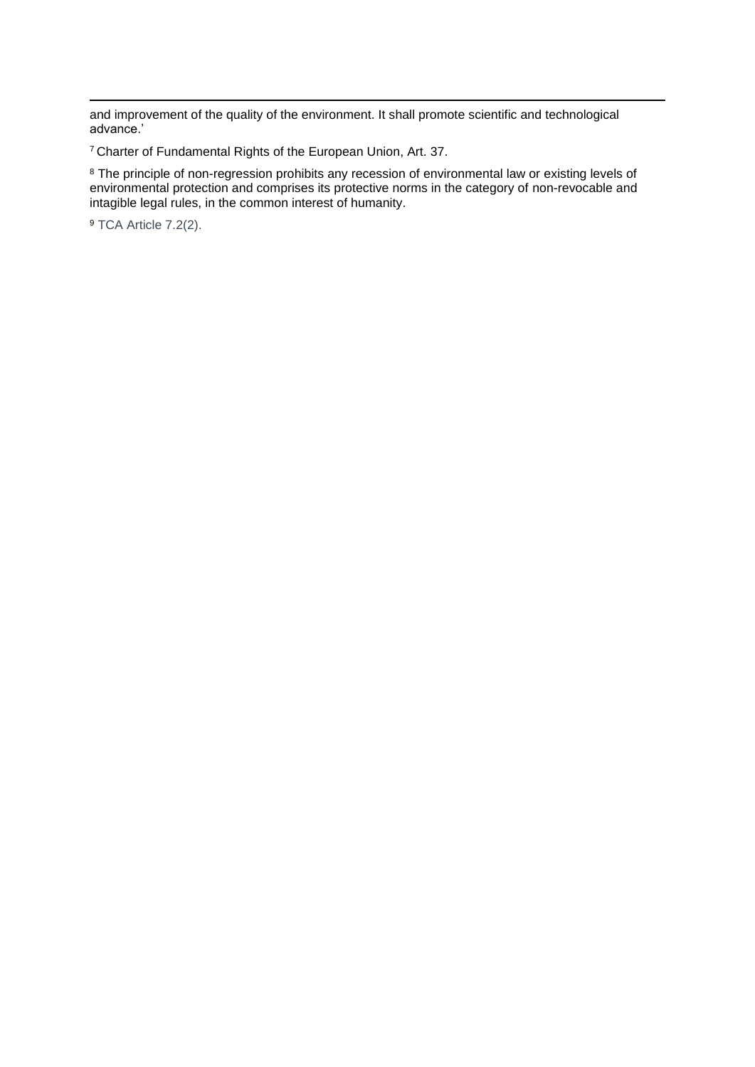and improvement of the quality of the environment. It shall promote scientific and technological advance.'

[7] Charter of Fundamental Rights of the European Union, Art. 37.

[8] The principle of non-regression prohibits any recession of environmental law or existing levels of environmental protection and comprises its protective norms in the category of non-revocable and intagible legal rules, in the common interest of humanity.

[9] TCA Article 7.2(2).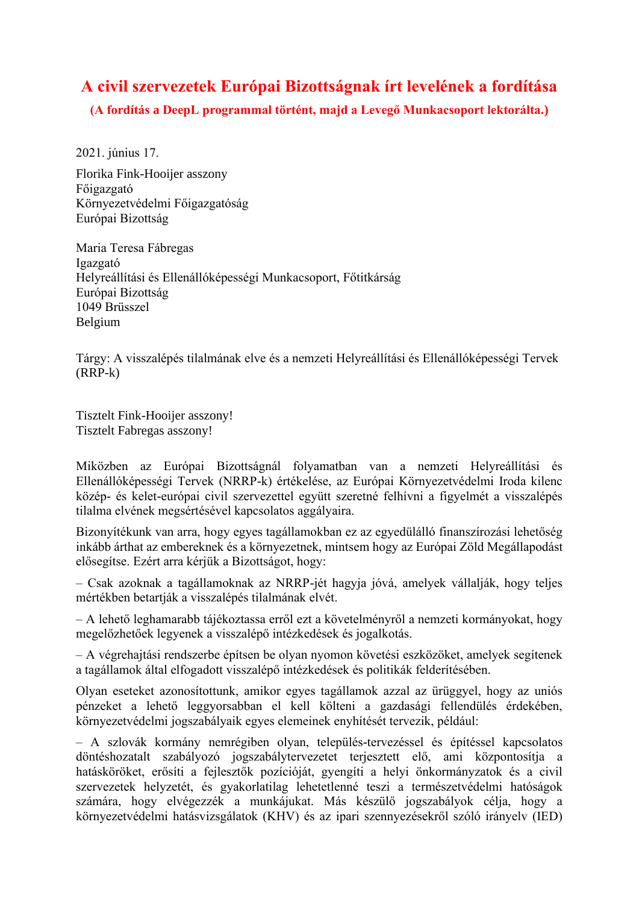# A civil szervezetek Európai Bizottságnak írt levelének a fordítása

**(A fordítás a DeepL programmal történt, majd a Levegő Munkacsoport lektorálta.)**

2021. június 17.

Florika Fink-Hooijer asszony
Főigazgató
Környezetvédelmi Főigazgatóság
Európai Bizottság

Maria Teresa Fábregas
Igazgató
Helyreállítási és Ellenállóképességi Munkacsoport, Főtitkárság
Európai Bizottság
1049 Brüsszel
Belgium

Tárgy: A visszalépés tilalmának elve és a nemzeti Helyreállítási és Ellenállóképességi Tervek (RRP-k)

Tisztelt Fink-Hooijer asszony!
Tisztelt Fabregas asszony!

Miközben az Európai Bizottságnál folyamatban van a nemzeti Helyreállítási és Ellenállóképességi Tervek (NRRP-k) értékelése, az Európai Környezetvédelmi Iroda kilenc közép- és kelet-európai civil szervezettel együtt szeretné felhívni a figyelmét a visszalépés tilalma elvének megsértésével kapcsolatos aggályaira.

Bizonyítékunk van arra, hogy egyes tagállamokban ez az egyedülálló finanszírozási lehetőség inkább árthat az embereknek és a környezetnek, mintsem hogy az Európai Zöld Megállapodást elősegítse. Ezért arra kérjük a Bizottságot, hogy:

– Csak azoknak a tagállamoknak az NRRP-jét hagyja jóvá, amelyek vállalják, hogy teljes mértékben betartják a visszalépés tilalmának elvét.

– A lehető leghamarabb tájékoztassa erről ezt a követelményről a nemzeti kormányokat, hogy megelőzhetőek legyenek a visszalépő intézkedések és jogalkotás.

– A végrehajtási rendszerbe építsen be olyan nyomon követési eszközöket, amelyek segítenek a tagállamok által elfogadott visszalépő intézkedések és politikák felderítésében.

Olyan eseteket azonosítottunk, amikor egyes tagállamok azzal az ürüggyel, hogy az uniós pénzeket a lehető leggyorsabban el kell költeni a gazdasági fellendülés érdekében, környezetvédelmi jogszabályaik egyes elemeinek enyhítését tervezik, például:

– A szlovák kormány nemrégiben olyan, település-tervezéssel és építéssel kapcsolatos döntéshozatalt szabályozó jogszabálytervezetet terjesztett elő, ami központosítja a hatásköröket, erősíti a fejlesztők pozícióját, gyengíti a helyi önkormányzatok és a civil szervezetek helyzetét, és gyakorlatilag lehetetlenné teszi a természetvédelmi hatóságok számára, hogy elvégezzék a munkájukat. Más készülő jogszabályok célja, hogy a környezetvédelmi hatásvizsgálatok (KHV) és az ipari szennyezésekről szóló irányelv (IED)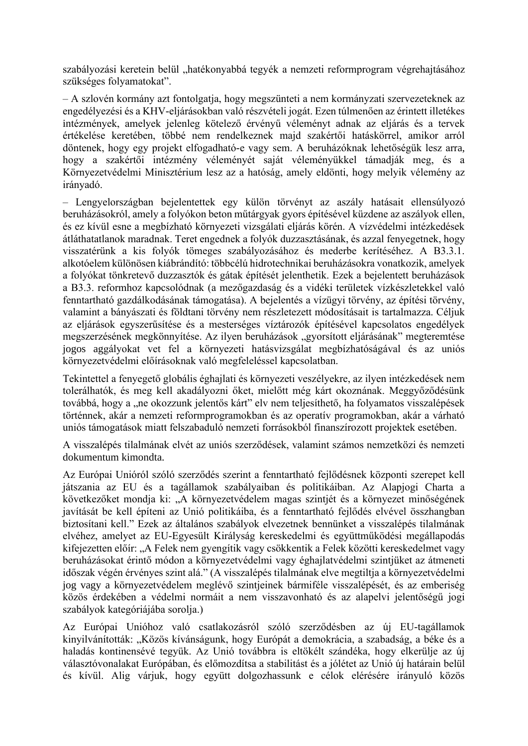szabályozási keretein belül „hatékonyabbá tegyék a nemzeti reformprogram végrehajtásához szükséges folyamatokat".

– A szlovén kormány azt fontolgatja, hogy megszünteti a nem kormányzati szervezeteknek az engedélyezési és a KHV-eljárásokban való részvételi jogát. Ezen túlmenően az érintett illetékes intézmények, amelyek jelenleg kötelező érvényű véleményt adnak az eljárás és a tervek értékelése keretében, többé nem rendelkeznek majd szakértői hatáskörrel, amikor arról döntenek, hogy egy projekt elfogadható-e vagy sem. A beruházóknak lehetőségük lesz arra, hogy a szakértői intézmény véleményét saját véleményükkel támadják meg, és a Környezetvédelmi Minisztérium lesz az a hatóság, amely eldönti, hogy melyik vélemény az irányadó.

– Lengyelországban bejelentettek egy külön törvényt az aszály hatásait ellensúlyozó beruházásokról, amely a folyókon beton műtárgyak gyors építésével küzdene az aszályok ellen, és ez kívül esne a megbízható környezeti vizsgálati eljárás körén. A vízvédelmi intézkedések átláthatatlanok maradnak. Teret engednek a folyók duzzasztásának, és azzal fenyegetnek, hogy visszatérünk a kis folyók tömeges szabályozásához és mederbe kerítéséhez. A B3.3.1. alkotóelem különösen kiábrándító: többcélú hidrotechnikai beruházásokra vonatkozik, amelyek a folyókat tönkretevő duzzasztók és gátak építését jelenthetik. Ezek a bejelentett beruházások a B3.3. reformhoz kapcsolódnak (a mezőgazdaság és a vidéki területek vízkészletekkel való fenntartható gazdálkodásának támogatása). A bejelentés a vízügyi törvény, az építési törvény, valamint a bányászati és földtani törvény nem részletezett módosításait is tartalmazza. Céljuk az eljárások egyszerűsítése és a mesterséges víztározók építésével kapcsolatos engedélyek megszerzésének megkönnyítése. Az ilyen beruházások „gyorsított eljárásának" megteremtése jogos aggályokat vet fel a környezeti hatásvizsgálat megbízhatóságával és az uniós környezetvédelmi előírásoknak való megfeleléssel kapcsolatban.

Tekintettel a fenyegető globális éghajlati és környezeti veszélyekre, az ilyen intézkedések nem tolerálhatók, és meg kell akadályozni őket, mielőtt még kárt okoznának. Meggyőződésünk továbbá, hogy a „ne okozzunk jelentős kárt" elv nem teljesíthető, ha folyamatos visszalépések történnek, akár a nemzeti reformprogramokban és az operatív programokban, akár a várható uniós támogatások miatt felszabaduló nemzeti forrásokból finanszírozott projektek esetében.

A visszalépés tilalmának elvét az uniós szerződések, valamint számos nemzetközi és nemzeti dokumentum kimondta.

Az Európai Unióról szóló szerződés szerint a fenntartható fejlődésnek központi szerepet kell játszania az EU és a tagállamok szabályaiban és politikáiban. Az Alapjogi Charta a következőket mondja ki: „A környezetvédelem magas szintjét és a környezet minőségének javítását be kell építeni az Unió politikáiba, és a fenntartható fejlődés elvével összhangban biztosítani kell." Ezek az általános szabályok elvezetnek bennünket a visszalépés tilalmának elvéhez, amelyet az EU-Egyesült Királyság kereskedelmi és együttműködési megállapodás kifejezetten előír: „A Felek nem gyengítik vagy csökkentik a Felek közötti kereskedelmet vagy beruházásokat érintő módon a környezetvédelmi vagy éghajlatvédelmi szintjüket az átmeneti időszak végén érvényes szint alá." (A visszalépés tilalmának elve megtiltja a környezetvédelmi jog vagy a környezetvédelem meglévő szintjeinek bármiféle visszalépését, és az emberiség közös érdekében a védelmi normáit a nem visszavonható és az alapelvi jelentőségű jogi szabályok kategóriájába sorolja.)

Az Európai Unióhoz való csatlakozásról szóló szerződésben az új EU-tagállamok kinyilvánították: „Közös kívánságunk, hogy Európát a demokrácia, a szabadság, a béke és a haladás kontinensévé tegyük. Az Unió továbbra is eltökélt szándéka, hogy elkerülje az új választóvonalakat Európában, és előmozdítsa a stabilitást és a jólétet az Unió új határain belül és kívül. Alig várjuk, hogy együtt dolgozhassunk e célok elérésére irányuló közös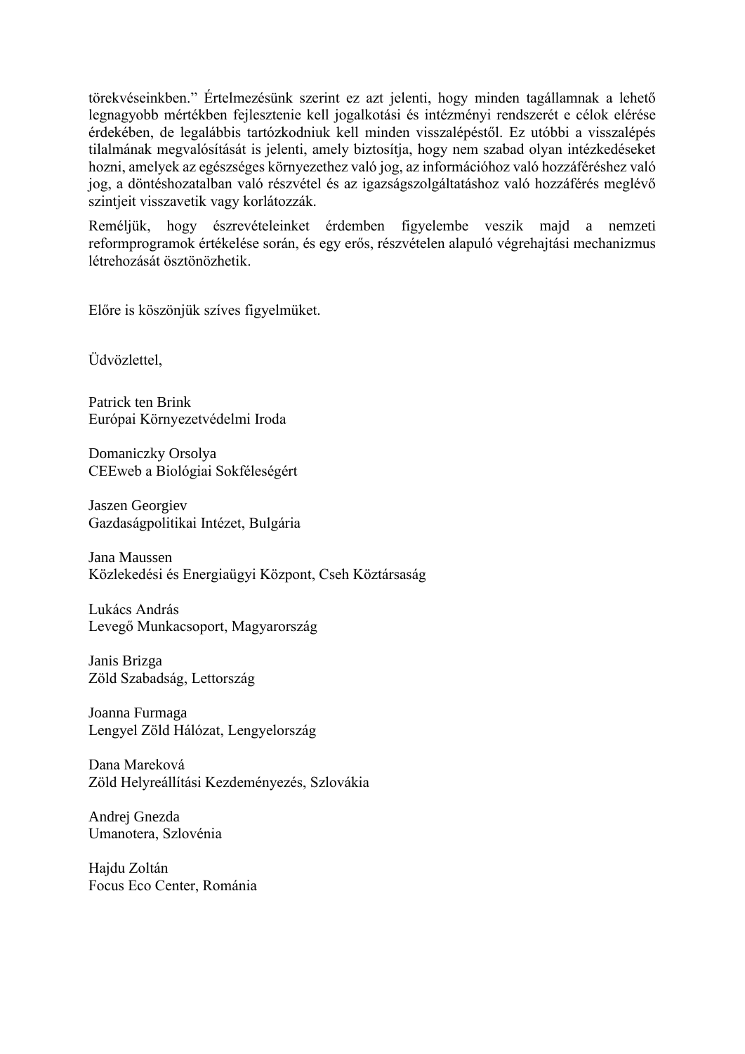törekvéseinkben." Értelmezésünk szerint ez azt jelenti, hogy minden tagállamnak a lehető legnagyobb mértékben fejlesztenie kell jogalkotási és intézményi rendszerét e célok elérése érdekében, de legalábbis tartózkodniuk kell minden visszalépéstől. Ez utóbbi a visszalépés tilalmának megvalósítását is jelenti, amely biztosítja, hogy nem szabad olyan intézkedéseket hozni, amelyek az egészséges környezethez való jog, az információhoz való hozzáféréshez való jog, a döntéshozatalban való részvétel és az igazságszolgáltatáshoz való hozzáférés meglévő szintjeit visszavetik vagy korlátozzák.

Reméljük, hogy észrevételeinket érdemben figyelembe veszik majd a nemzeti reformprogramok értékelése során, és egy erős, részvételen alapuló végrehajtási mechanizmus létrehozását ösztönözhetik.

Előre is köszönjük szíves figyelmüket.

Üdvözlettel,

Patrick ten Brink
Európai Környezetvédelmi Iroda

Domaniczky Orsolya
CEEweb a Biológiai Sokféleségért

Jaszen Georgiev
Gazdaságpolitikai Intézet, Bulgária

Jana Maussen
Közlekedési és Energiaügyi Központ, Cseh Köztársaság

Lukács András
Levegő Munkacsoport, Magyarország

Janis Brizga
Zöld Szabadság, Lettország

Joanna Furmaga
Lengyel Zöld Hálózat, Lengyelország

Dana Mareková
Zöld Helyreállítási Kezdeményezés, Szlovákia

Andrej Gnezda
Umanotera, Szlovénia

Hajdu Zoltán
Focus Eco Center, Románia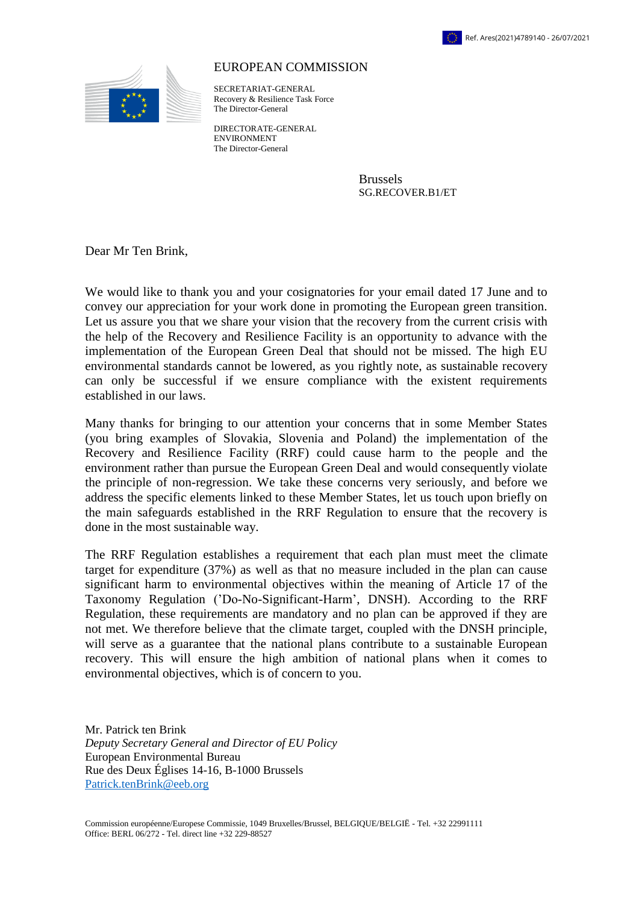Ref. Ares(2021)4789140 - 26/07/2021

EUROPEAN COMMISSION

SECRETARIAT-GENERAL
Recovery & Resilience Task Force
The Director-General

DIRECTORATE-GENERAL
ENVIRONMENT
The Director-General

Brussels
SG.RECOVER.B1/ET

Dear Mr Ten Brink,

We would like to thank you and your cosignatories for your email dated 17 June and to convey our appreciation for your work done in promoting the European green transition. Let us assure you that we share your vision that the recovery from the current crisis with the help of the Recovery and Resilience Facility is an opportunity to advance with the implementation of the European Green Deal that should not be missed. The high EU environmental standards cannot be lowered, as you rightly note, as sustainable recovery can only be successful if we ensure compliance with the existent requirements established in our laws.

Many thanks for bringing to our attention your concerns that in some Member States (you bring examples of Slovakia, Slovenia and Poland) the implementation of the Recovery and Resilience Facility (RRF) could cause harm to the people and the environment rather than pursue the European Green Deal and would consequently violate the principle of non-regression. We take these concerns very seriously, and before we address the specific elements linked to these Member States, let us touch upon briefly on the main safeguards established in the RRF Regulation to ensure that the recovery is done in the most sustainable way.

The RRF Regulation establishes a requirement that each plan must meet the climate target for expenditure (37%) as well as that no measure included in the plan can cause significant harm to environmental objectives within the meaning of Article 17 of the Taxonomy Regulation ('Do-No-Significant-Harm', DNSH). According to the RRF Regulation, these requirements are mandatory and no plan can be approved if they are not met. We therefore believe that the climate target, coupled with the DNSH principle, will serve as a guarantee that the national plans contribute to a sustainable European recovery. This will ensure the high ambition of national plans when it comes to environmental objectives, which is of concern to you.

Mr. Patrick ten Brink
*Deputy Secretary General and Director of EU Policy*
European Environmental Bureau
Rue des Deux Églises 14-16, B-1000 Brussels
Patrick.tenBrink@eeb.org

Commission européenne/Europese Commissie, 1049 Bruxelles/Brussel, BELGIQUE/BELGIË - Tel. +32 22991111
Office: BERL 06/272 - Tel. direct line +32 229-88527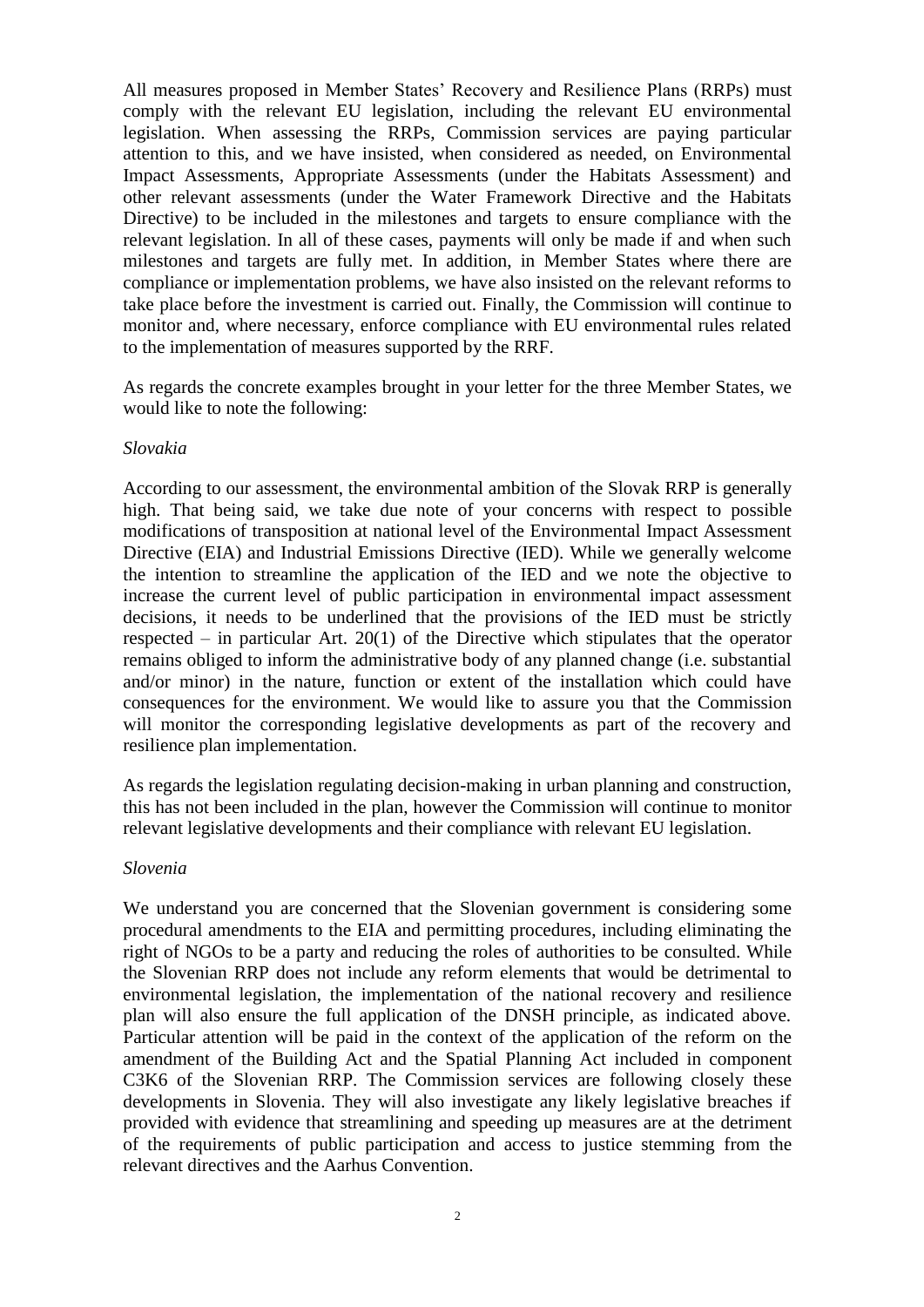All measures proposed in Member States' Recovery and Resilience Plans (RRPs) must comply with the relevant EU legislation, including the relevant EU environmental legislation. When assessing the RRPs, Commission services are paying particular attention to this, and we have insisted, when considered as needed, on Environmental Impact Assessments, Appropriate Assessments (under the Habitats Assessment) and other relevant assessments (under the Water Framework Directive and the Habitats Directive) to be included in the milestones and targets to ensure compliance with the relevant legislation. In all of these cases, payments will only be made if and when such milestones and targets are fully met. In addition, in Member States where there are compliance or implementation problems, we have also insisted on the relevant reforms to take place before the investment is carried out. Finally, the Commission will continue to monitor and, where necessary, enforce compliance with EU environmental rules related to the implementation of measures supported by the RRF.

As regards the concrete examples brought in your letter for the three Member States, we would like to note the following:

*Slovakia*

According to our assessment, the environmental ambition of the Slovak RRP is generally high. That being said, we take due note of your concerns with respect to possible modifications of transposition at national level of the Environmental Impact Assessment Directive (EIA) and Industrial Emissions Directive (IED). While we generally welcome the intention to streamline the application of the IED and we note the objective to increase the current level of public participation in environmental impact assessment decisions, it needs to be underlined that the provisions of the IED must be strictly respected – in particular Art. 20(1) of the Directive which stipulates that the operator remains obliged to inform the administrative body of any planned change (i.e. substantial and/or minor) in the nature, function or extent of the installation which could have consequences for the environment. We would like to assure you that the Commission will monitor the corresponding legislative developments as part of the recovery and resilience plan implementation.

As regards the legislation regulating decision-making in urban planning and construction, this has not been included in the plan, however the Commission will continue to monitor relevant legislative developments and their compliance with relevant EU legislation.

*Slovenia*

We understand you are concerned that the Slovenian government is considering some procedural amendments to the EIA and permitting procedures, including eliminating the right of NGOs to be a party and reducing the roles of authorities to be consulted. While the Slovenian RRP does not include any reform elements that would be detrimental to environmental legislation, the implementation of the national recovery and resilience plan will also ensure the full application of the DNSH principle, as indicated above. Particular attention will be paid in the context of the application of the reform on the amendment of the Building Act and the Spatial Planning Act included in component C3K6 of the Slovenian RRP. The Commission services are following closely these developments in Slovenia. They will also investigate any likely legislative breaches if provided with evidence that streamlining and speeding up measures are at the detriment of the requirements of public participation and access to justice stemming from the relevant directives and the Aarhus Convention.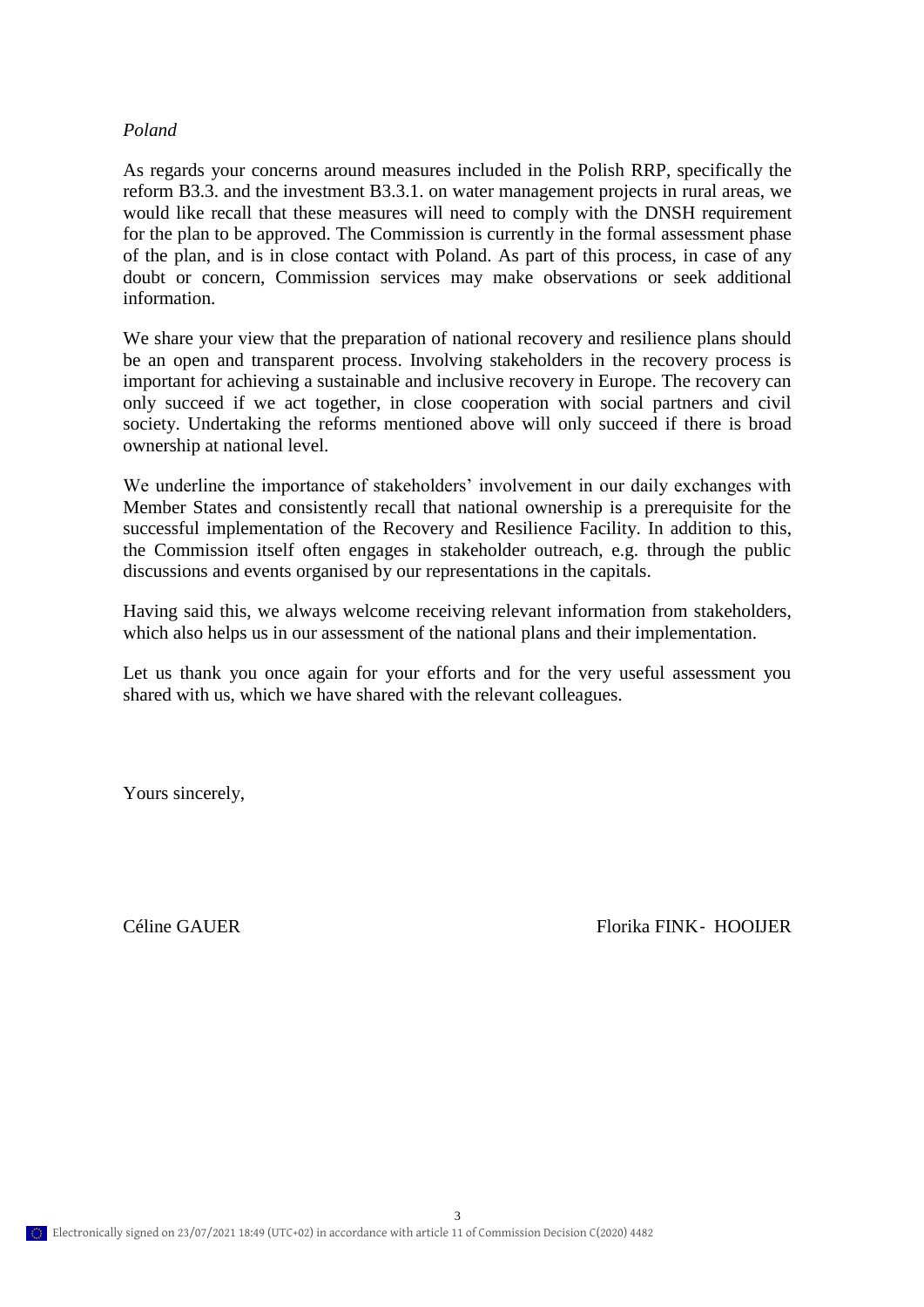*Poland*

As regards your concerns around measures included in the Polish RRP, specifically the reform B3.3. and the investment B3.3.1. on water management projects in rural areas, we would like recall that these measures will need to comply with the DNSH requirement for the plan to be approved. The Commission is currently in the formal assessment phase of the plan, and is in close contact with Poland. As part of this process, in case of any doubt or concern, Commission services may make observations or seek additional information.

We share your view that the preparation of national recovery and resilience plans should be an open and transparent process. Involving stakeholders in the recovery process is important for achieving a sustainable and inclusive recovery in Europe. The recovery can only succeed if we act together, in close cooperation with social partners and civil society. Undertaking the reforms mentioned above will only succeed if there is broad ownership at national level.

We underline the importance of stakeholders' involvement in our daily exchanges with Member States and consistently recall that national ownership is a prerequisite for the successful implementation of the Recovery and Resilience Facility. In addition to this, the Commission itself often engages in stakeholder outreach, e.g. through the public discussions and events organised by our representations in the capitals.

Having said this, we always welcome receiving relevant information from stakeholders, which also helps us in our assessment of the national plans and their implementation.

Let us thank you once again for your efforts and for the very useful assessment you shared with us, which we have shared with the relevant colleagues.

Yours sincerely,

Céline GAUER                                        Florika FINK- HOOIJER

Electronically signed on 23/07/2021 18:49 (UTC+02) in accordance with article 11 of Commission Decision C(2020) 4482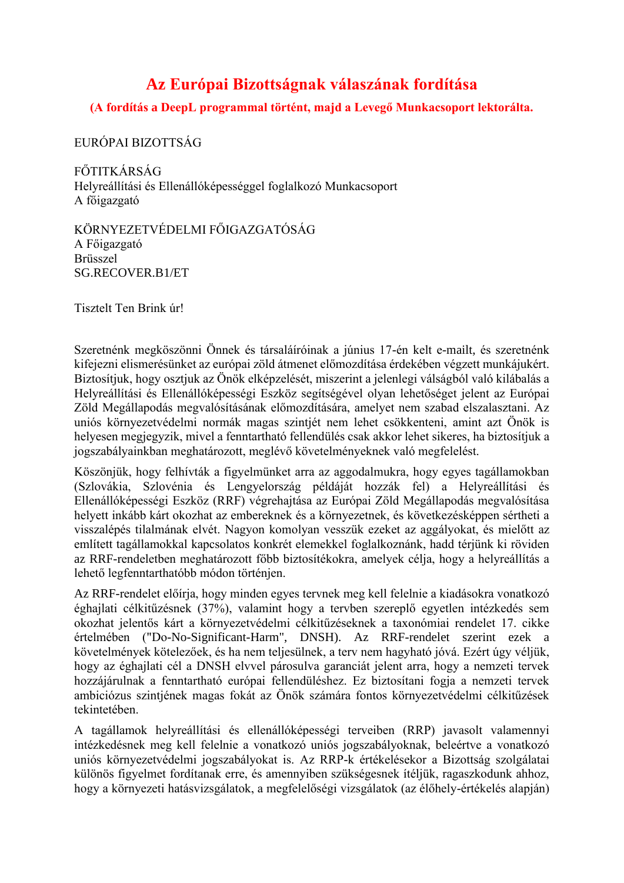# Az Európai Bizottságnak válaszának fordítása

**(A fordítás a DeepL programmal történt, majd a Levegő Munkacsoport lektorálta.**

EURÓPAI BIZOTTSÁG

FŐTITKÁRSÁG
Helyreállítási és Ellenállóképességgel foglalkozó Munkacsoport
A főigazgató

KÖRNYEZETVÉDELMI FŐIGAZGATÓSÁG
A Főigazgató
Brüsszel
SG.RECOVER.B1/ET

Tisztelt Ten Brink úr!

Szeretnénk megköszönni Önnek és társaláíróinak a június 17-én kelt e-mailt, és szeretnénk kifejezni elismerésünket az európai zöld átmenet előmozdítása érdekében végzett munkájukért. Biztosítjuk, hogy osztjuk az Önök elképzelését, miszerint a jelenlegi válságból való kilábalás a Helyreállítási és Ellenállóképességi Eszköz segítségével olyan lehetőséget jelent az Európai Zöld Megállapodás megvalósításának előmozdítására, amelyet nem szabad elszalasztani. Az uniós környezetvédelmi normák magas szintjét nem lehet csökkenteni, amint azt Önök is helyesen megjegyzik, mivel a fenntartható fellendülés csak akkor lehet sikeres, ha biztosítjuk a jogszabályainkban meghatározott, meglévő követelményeknek való megfelelést.

Köszönjük, hogy felhívták a figyelmünket arra az aggodalmukra, hogy egyes tagállamokban (Szlovákia, Szlovénia és Lengyelország példáját hozzák fel) a Helyreállítási és Ellenállóképességi Eszköz (RRF) végrehajtása az Európai Zöld Megállapodás megvalósítása helyett inkább kárt okozhat az embereknek és a környezetnek, és következésképpen sértheti a visszalépés tilalmának elvét. Nagyon komolyan vesszük ezeket az aggályokat, és mielőtt az említett tagállamokkal kapcsolatos konkrét elemekkel foglalkoznánk, hadd térjünk ki röviden az RRF-rendeletben meghatározott főbb biztosítékokra, amelyek célja, hogy a helyreállítás a lehető legfenntarthatóbb módon történjen.

Az RRF-rendelet előírja, hogy minden egyes tervnek meg kell felelnie a kiadásokra vonatkozó éghajlati célkitűzésnek (37%), valamint hogy a tervben szereplő egyetlen intézkedés sem okozhat jelentős kárt a környezetvédelmi célkitűzéseknek a taxonómiai rendelet 17. cikke értelmében ("Do-No-Significant-Harm", DNSH). Az RRF-rendelet szerint ezek a követelmények kötelezőek, és ha nem teljesülnek, a terv nem hagyható jóvá. Ezért úgy véljük, hogy az éghajlati cél a DNSH elvvel párosulva garanciát jelent arra, hogy a nemzeti tervek hozzájárulnak a fenntartható európai fellendüléshez. Ez biztosítani fogja a nemzeti tervek ambiciózus szintjének magas fokát az Önök számára fontos környezetvédelmi célkitűzések tekintetében.

A tagállamok helyreállítási és ellenállóképességi terveiben (RRP) javasolt valamennyi intézkedésnek meg kell felelnie a vonatkozó uniós jogszabályoknak, beleértve a vonatkozó uniós környezetvédelmi jogszabályokat is. Az RRP-k értékelésekor a Bizottság szolgálatai különös figyelmet fordítanak erre, és amennyiben szükségesnek ítéljük, ragaszkodunk ahhoz, hogy a környezeti hatásvizsgálatok, a megfelelőségi vizsgálatok (az élőhely-értékelés alapján)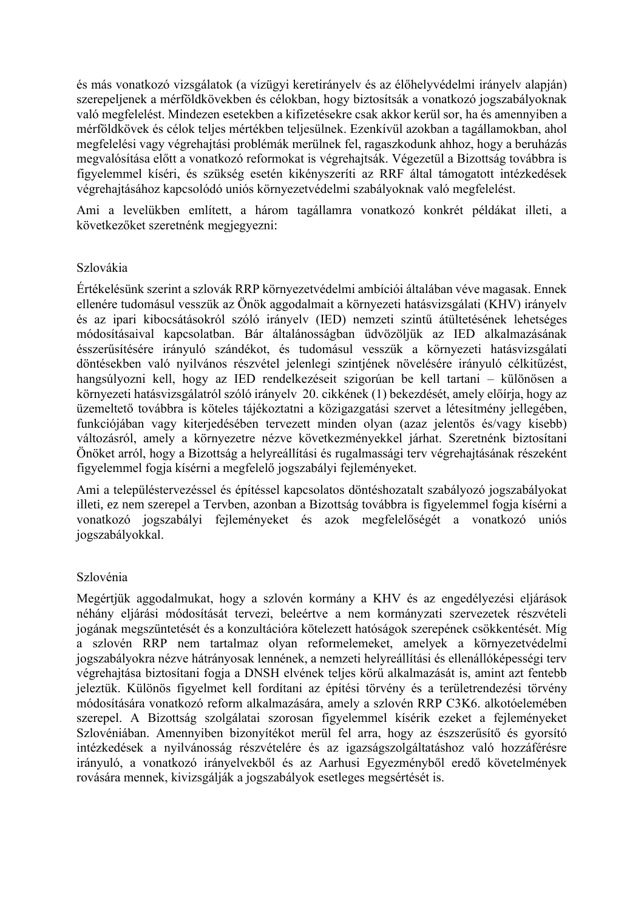és más vonatkozó vizsgálatok (a vízügyi keretirányelv és az élőhelyvédelmi irányelv alapján) szerepeljenek a mérföldkövekben és célokban, hogy biztosítsák a vonatkozó jogszabályoknak való megfelelést. Mindezen esetekben a kifizetésekre csak akkor kerül sor, ha és amennyiben a mérföldkövek és célok teljes mértékben teljesülnek. Ezenkívül azokban a tagállamokban, ahol megfelelési vagy végrehajtási problémák merülnek fel, ragaszkodunk ahhoz, hogy a beruházás megvalósítása előtt a vonatkozó reformokat is végrehajtsák. Végezetül a Bizottság továbbra is figyelemmel kíséri, és szükség esetén kikényszeríti az RRF által támogatott intézkedések végrehajtásához kapcsolódó uniós környezetvédelmi szabályoknak való megfelelést.

Ami a levelükben említett, a három tagállamra vonatkozó konkrét példákat illeti, a következőket szeretnénk megjegyezni:

## Szlovákia

Értékelésünk szerint a szlovák RRP környezetvédelmi ambíciói általában véve magasak. Ennek ellenére tudomásul vesszük az Önök aggodalmait a környezeti hatásvizsgálati (KHV) irányelv és az ipari kibocsátásokról szóló irányelv (IED) nemzeti szintű átültetésének lehetséges módosításaival kapcsolatban. Bár általánosságban üdvözöljük az IED alkalmazásának ésszerűsítésére irányuló szándékot, és tudomásul vesszük a környezeti hatásvizsgálati döntésekben való nyilvános részvétel jelenlegi szintjének növelésére irányuló célkitűzést, hangsúlyozni kell, hogy az IED rendelkezéseit szigorúan be kell tartani – különösen a környezeti hatásvizsgálatról szóló irányelv 20. cikkének (1) bekezdését, amely előírja, hogy az üzemeltető továbbra is köteles tájékoztatni a közigazgatási szervet a létesítmény jellegében, funkciójában vagy kiterjedésében tervezett minden olyan (azaz jelentős és/vagy kisebb) változásról, amely a környezetre nézve következményekkel járhat. Szeretnénk biztosítani Önöket arról, hogy a Bizottság a helyreállítási és rugalmassági terv végrehajtásának részeként figyelemmel fogja kísérni a megfelelő jogszabályi fejleményeket.

Ami a településtervezéssel és építéssel kapcsolatos döntéshozatalt szabályozó jogszabályokat illeti, ez nem szerepel a Tervben, azonban a Bizottság továbbra is figyelemmel fogja kísérni a vonatkozó jogszabályi fejleményeket és azok megfelelőségét a vonatkozó uniós jogszabályokkal.

## Szlovénia

Megértjük aggodalmukat, hogy a szlovén kormány a KHV és az engedélyezési eljárások néhány eljárási módosítását tervezi, beleértve a nem kormányzati szervezetek részvételi jogának megszüntetését és a konzultációra kötelezett hatóságok szerepének csökkentését. Míg a szlovén RRP nem tartalmaz olyan reformelemeket, amelyek a környezetvédelmi jogszabályokra nézve hátrányosak lennének, a nemzeti helyreállítási és ellenállóképességi terv végrehajtása biztosítani fogja a DNSH elvének teljes körű alkalmazását is, amint azt fentebb jeleztük. Különös figyelmet kell fordítani az építési törvény és a területrendezési törvény módosítására vonatkozó reform alkalmazására, amely a szlovén RRP C3K6. alkotóelemében szerepel. A Bizottság szolgálatai szorosan figyelemmel kísérik ezeket a fejleményeket Szlovéniában. Amennyiben bizonyítékot merül fel arra, hogy az észszerűsítő és gyorsító intézkedések a nyilvánosság részvételére és az igazságszolgáltatáshoz való hozzáférésre irányuló, a vonatkozó irányelvekből és az Aarhusi Egyezményből eredő követelmények rovására mennek, kivizsgálják a jogszabályok esetleges megsértését is.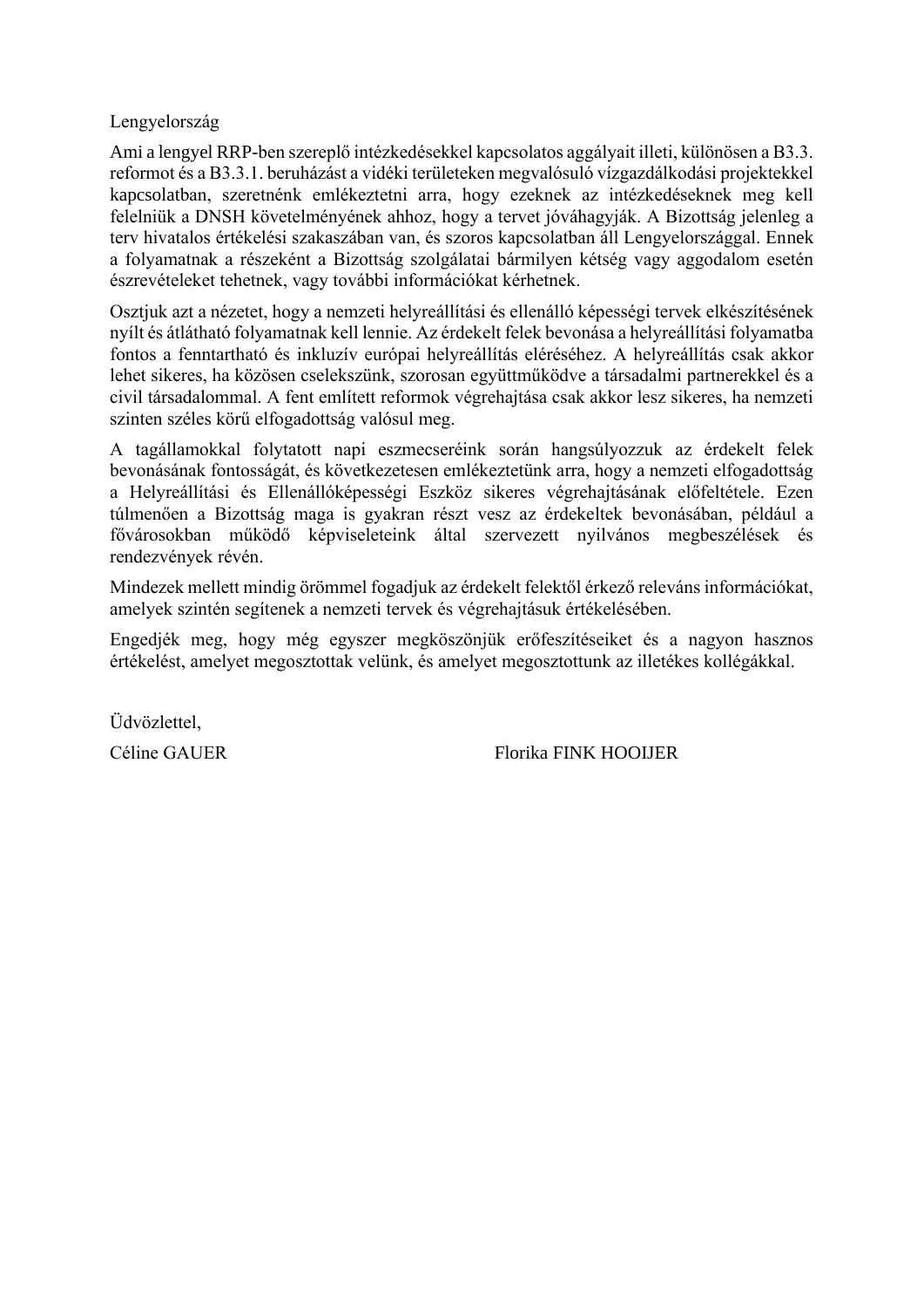Lengyelország

Ami a lengyel RRP-ben szereplő intézkedésekkel kapcsolatos aggályait illeti, különösen a B3.3. reformot és a B3.3.1. beruházást a vidéki területeken megvalósuló vízgazdálkodási projektekkel kapcsolatban, szeretnénk emlékeztetni arra, hogy ezeknek az intézkedéseknek meg kell felelniük a DNSH követelményének ahhoz, hogy a tervet jóváhagyják. A Bizottság jelenleg a terv hivatalos értékelési szakaszában van, és szoros kapcsolatban áll Lengyelországgal. Ennek a folyamatnak a részeként a Bizottság szolgálatai bármilyen kétség vagy aggodalom esetén észrevételeket tehetnek, vagy további információkat kérhetnek.

Osztjuk azt a nézetet, hogy a nemzeti helyreállítási és ellenálló képességi tervek elkészítésének nyílt és átlátható folyamatnak kell lennie. Az érdekelt felek bevonása a helyreállítási folyamatba fontos a fenntartható és inkluzív európai helyreállítás eléréséhez. A helyreállítás csak akkor lehet sikeres, ha közösen cselekszünk, szorosan együttműködve a társadalmi partnerekkel és a civil társadalommal. A fent említett reformok végrehajtása csak akkor lesz sikeres, ha nemzeti szinten széles körű elfogadottság valósul meg.

A tagállamokkal folytatott napi eszmecseréink során hangsúlyozzuk az érdekelt felek bevonásának fontosságát, és következetesen emlékeztetünk arra, hogy a nemzeti elfogadottság a Helyreállítási és Ellenállóképességi Eszköz sikeres végrehajtásának előfeltétele. Ezen túlmenően a Bizottság maga is gyakran részt vesz az érdekeltek bevonásában, például a fővárosokban működő képviseleteink által szervezett nyilvános megbeszélések és rendezvények révén.

Mindezek mellett mindig örömmel fogadjuk az érdekelt felektől érkező releváns információkat, amelyek szintén segítenek a nemzeti tervek és végrehajtásuk értékelésében.

Engedjék meg, hogy még egyszer megköszönjük erőfeszítéseiket és a nagyon hasznos értékelést, amelyet megosztottak velünk, és amelyet megosztottunk az illetékes kollégákkal.

Üdvözlettel,

Céline GAUER　　　　　　　　　　Florika FINK HOOIJER